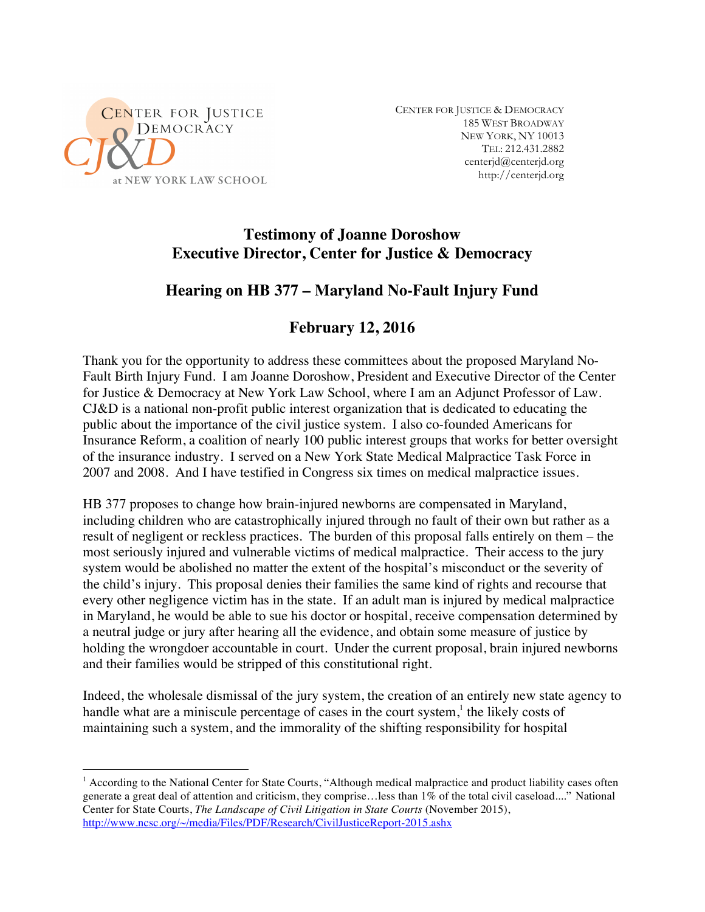CENTER FOR JUSTICE & DEMOCRACY
at NEW YORK LAW SCHOOL

CENTER FOR JUSTICE & DEMOCRACY
185 WEST BROADWAY
NEW YORK, NY 10013
TEL: 212.431.2882
centerjd@centerjd.org
http://centerjd.org

## Testimony of Joanne Doroshow
## Executive Director, Center for Justice & Democracy

## Hearing on HB 377 – Maryland No-Fault Injury Fund

## February 12, 2016

Thank you for the opportunity to address these committees about the proposed Maryland No-Fault Birth Injury Fund. I am Joanne Doroshow, President and Executive Director of the Center for Justice & Democracy at New York Law School, where I am an Adjunct Professor of Law. CJ&D is a national non-profit public interest organization that is dedicated to educating the public about the importance of the civil justice system. I also co-founded Americans for Insurance Reform, a coalition of nearly 100 public interest groups that works for better oversight of the insurance industry. I served on a New York State Medical Malpractice Task Force in 2007 and 2008. And I have testified in Congress six times on medical malpractice issues.

HB 377 proposes to change how brain-injured newborns are compensated in Maryland, including children who are catastrophically injured through no fault of their own but rather as a result of negligent or reckless practices. The burden of this proposal falls entirely on them – the most seriously injured and vulnerable victims of medical malpractice. Their access to the jury system would be abolished no matter the extent of the hospital's misconduct or the severity of the child's injury. This proposal denies their families the same kind of rights and recourse that every other negligence victim has in the state. If an adult man is injured by medical malpractice in Maryland, he would be able to sue his doctor or hospital, receive compensation determined by a neutral judge or jury after hearing all the evidence, and obtain some measure of justice by holding the wrongdoer accountable in court. Under the current proposal, brain injured newborns and their families would be stripped of this constitutional right.

Indeed, the wholesale dismissal of the jury system, the creation of an entirely new state agency to handle what are a miniscule percentage of cases in the court system,[1] the likely costs of maintaining such a system, and the immorality of the shifting responsibility for hospital

---

[1] According to the National Center for State Courts, "Although medical malpractice and product liability cases often generate a great deal of attention and criticism, they comprise…less than 1% of the total civil caseload...." National Center for State Courts, *The Landscape of Civil Litigation in State Courts* (November 2015), http://www.ncsc.org/~/media/Files/PDF/Research/CivilJusticeReport-2015.ashx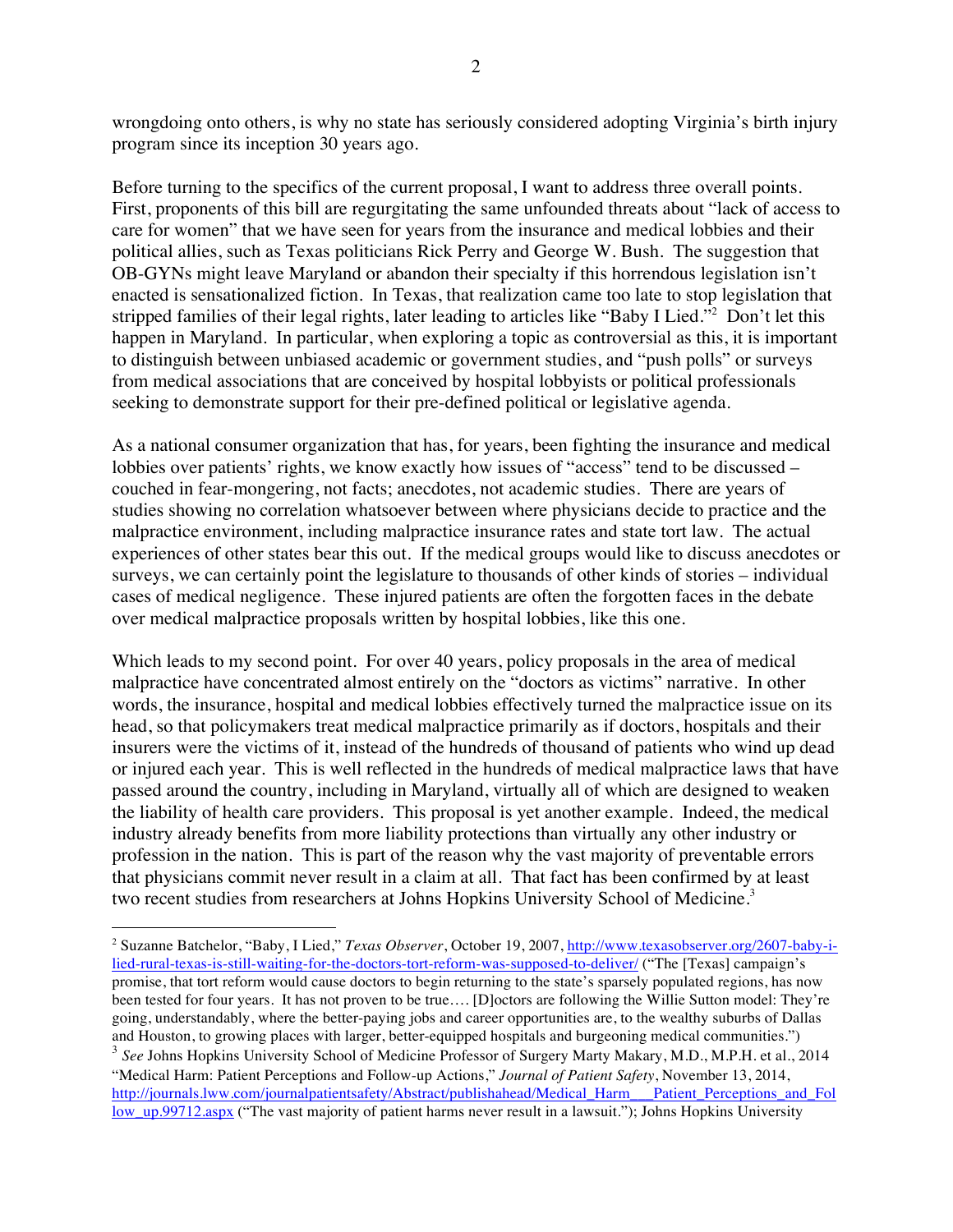wrongdoing onto others, is why no state has seriously considered adopting Virginia's birth injury program since its inception 30 years ago.

Before turning to the specifics of the current proposal, I want to address three overall points. First, proponents of this bill are regurgitating the same unfounded threats about "lack of access to care for women" that we have seen for years from the insurance and medical lobbies and their political allies, such as Texas politicians Rick Perry and George W. Bush. The suggestion that OB-GYNs might leave Maryland or abandon their specialty if this horrendous legislation isn't enacted is sensationalized fiction. In Texas, that realization came too late to stop legislation that stripped families of their legal rights, later leading to articles like "Baby I Lied."[2] Don't let this happen in Maryland. In particular, when exploring a topic as controversial as this, it is important to distinguish between unbiased academic or government studies, and "push polls" or surveys from medical associations that are conceived by hospital lobbyists or political professionals seeking to demonstrate support for their pre-defined political or legislative agenda.

As a national consumer organization that has, for years, been fighting the insurance and medical lobbies over patients' rights, we know exactly how issues of "access" tend to be discussed – couched in fear-mongering, not facts; anecdotes, not academic studies. There are years of studies showing no correlation whatsoever between where physicians decide to practice and the malpractice environment, including malpractice insurance rates and state tort law. The actual experiences of other states bear this out. If the medical groups would like to discuss anecdotes or surveys, we can certainly point the legislature to thousands of other kinds of stories – individual cases of medical negligence. These injured patients are often the forgotten faces in the debate over medical malpractice proposals written by hospital lobbies, like this one.

Which leads to my second point. For over 40 years, policy proposals in the area of medical malpractice have concentrated almost entirely on the "doctors as victims" narrative. In other words, the insurance, hospital and medical lobbies effectively turned the malpractice issue on its head, so that policymakers treat medical malpractice primarily as if doctors, hospitals and their insurers were the victims of it, instead of the hundreds of thousand of patients who wind up dead or injured each year. This is well reflected in the hundreds of medical malpractice laws that have passed around the country, including in Maryland, virtually all of which are designed to weaken the liability of health care providers. This proposal is yet another example. Indeed, the medical industry already benefits from more liability protections than virtually any other industry or profession in the nation. This is part of the reason why the vast majority of preventable errors that physicians commit never result in a claim at all. That fact has been confirmed by at least two recent studies from researchers at Johns Hopkins University School of Medicine.[3]

---

[2] Suzanne Batchelor, "Baby, I Lied," *Texas Observer*, October 19, 2007, http://www.texasobserver.org/2607-baby-i-lied-rural-texas-is-still-waiting-for-the-doctors-tort-reform-was-supposed-to-deliver/ ("The [Texas] campaign's promise, that tort reform would cause doctors to begin returning to the state's sparsely populated regions, has now been tested for four years. It has not proven to be true…. [D]octors are following the Willie Sutton model: They're going, understandably, where the better-paying jobs and career opportunities are, to the wealthy suburbs of Dallas and Houston, to growing places with larger, better-equipped hospitals and burgeoning medical communities.")

[3] *See* Johns Hopkins University School of Medicine Professor of Surgery Marty Makary, M.D., M.P.H. et al., 2014 "Medical Harm: Patient Perceptions and Follow-up Actions," *Journal of Patient Safety*, November 13, 2014, http://journals.lww.com/journalpatientsafety/Abstract/publishahead/Medical_Harm___Patient_Perceptions_and_Follow_up.99712.aspx ("The vast majority of patient harms never result in a lawsuit."); Johns Hopkins University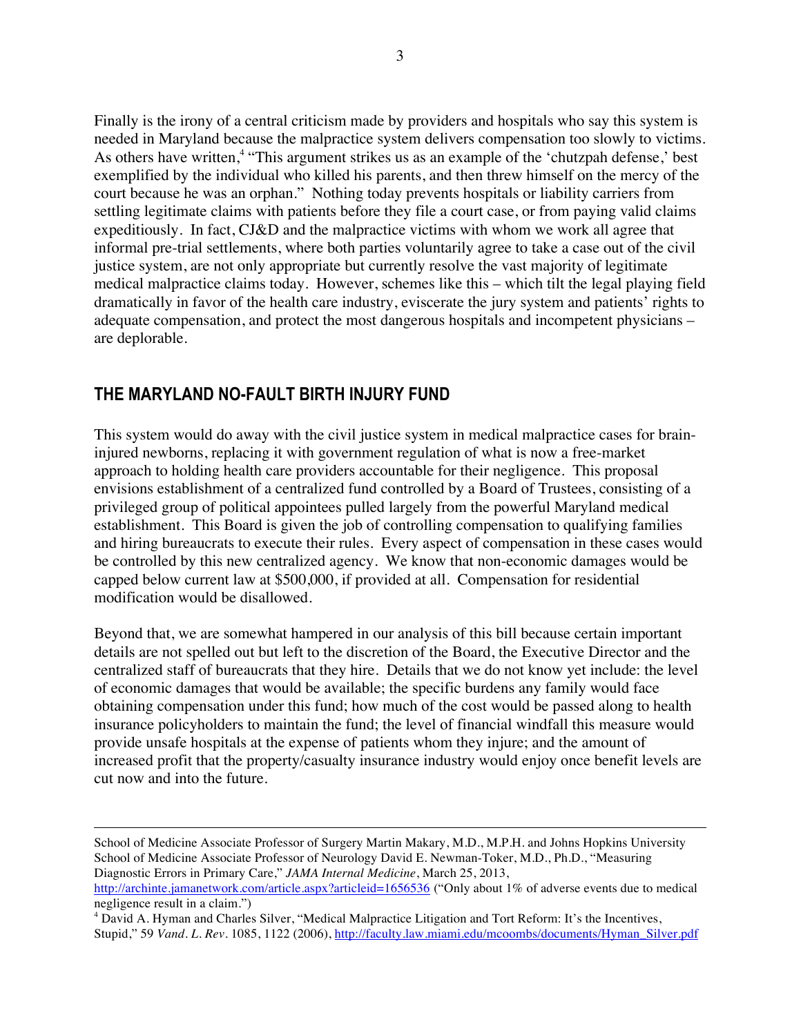Finally is the irony of a central criticism made by providers and hospitals who say this system is needed in Maryland because the malpractice system delivers compensation too slowly to victims. As others have written,[4] "This argument strikes us as an example of the 'chutzpah defense,' best exemplified by the individual who killed his parents, and then threw himself on the mercy of the court because he was an orphan." Nothing today prevents hospitals or liability carriers from settling legitimate claims with patients before they file a court case, or from paying valid claims expeditiously. In fact, CJ&D and the malpractice victims with whom we work all agree that informal pre-trial settlements, where both parties voluntarily agree to take a case out of the civil justice system, are not only appropriate but currently resolve the vast majority of legitimate medical malpractice claims today. However, schemes like this – which tilt the legal playing field dramatically in favor of the health care industry, eviscerate the jury system and patients' rights to adequate compensation, and protect the most dangerous hospitals and incompetent physicians – are deplorable.

## THE MARYLAND NO-FAULT BIRTH INJURY FUND

This system would do away with the civil justice system in medical malpractice cases for brain-injured newborns, replacing it with government regulation of what is now a free-market approach to holding health care providers accountable for their negligence. This proposal envisions establishment of a centralized fund controlled by a Board of Trustees, consisting of a privileged group of political appointees pulled largely from the powerful Maryland medical establishment. This Board is given the job of controlling compensation to qualifying families and hiring bureaucrats to execute their rules. Every aspect of compensation in these cases would be controlled by this new centralized agency. We know that non-economic damages would be capped below current law at $500,000, if provided at all. Compensation for residential modification would be disallowed.

Beyond that, we are somewhat hampered in our analysis of this bill because certain important details are not spelled out but left to the discretion of the Board, the Executive Director and the centralized staff of bureaucrats that they hire. Details that we do not know yet include: the level of economic damages that would be available; the specific burdens any family would face obtaining compensation under this fund; how much of the cost would be passed along to health insurance policyholders to maintain the fund; the level of financial windfall this measure would provide unsafe hospitals at the expense of patients whom they injure; and the amount of increased profit that the property/casualty insurance industry would enjoy once benefit levels are cut now and into the future.

---

School of Medicine Associate Professor of Surgery Martin Makary, M.D., M.P.H. and Johns Hopkins University School of Medicine Associate Professor of Neurology David E. Newman-Toker, M.D., Ph.D., "Measuring Diagnostic Errors in Primary Care," *JAMA Internal Medicine*, March 25, 2013, http://archinte.jamanetwork.com/article.aspx?articleid=1656536 ("Only about 1% of adverse events due to medical negligence result in a claim.")

[4] David A. Hyman and Charles Silver, "Medical Malpractice Litigation and Tort Reform: It's the Incentives, Stupid," 59 *Vand. L. Rev*. 1085, 1122 (2006), http://faculty.law.miami.edu/mcoombs/documents/Hyman_Silver.pdf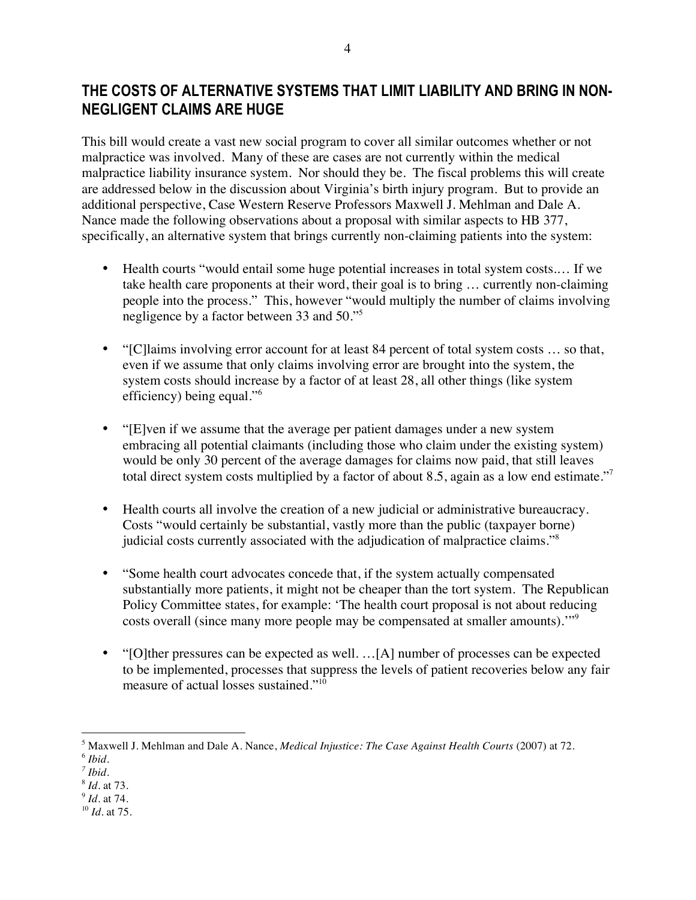## THE COSTS OF ALTERNATIVE SYSTEMS THAT LIMIT LIABILITY AND BRING IN NON-NEGLIGENT CLAIMS ARE HUGE

This bill would create a vast new social program to cover all similar outcomes whether or not malpractice was involved. Many of these are cases are not currently within the medical malpractice liability insurance system. Nor should they be. The fiscal problems this will create are addressed below in the discussion about Virginia's birth injury program. But to provide an additional perspective, Case Western Reserve Professors Maxwell J. Mehlman and Dale A. Nance made the following observations about a proposal with similar aspects to HB 377, specifically, an alternative system that brings currently non-claiming patients into the system:

- Health courts "would entail some huge potential increases in total system costs.… If we take health care proponents at their word, their goal is to bring … currently non-claiming people into the process." This, however "would multiply the number of claims involving negligence by a factor between 33 and 50."[5]

- "[C]laims involving error account for at least 84 percent of total system costs … so that, even if we assume that only claims involving error are brought into the system, the system costs should increase by a factor of at least 28, all other things (like system efficiency) being equal."[6]

- "[E]ven if we assume that the average per patient damages under a new system embracing all potential claimants (including those who claim under the existing system) would be only 30 percent of the average damages for claims now paid, that still leaves total direct system costs multiplied by a factor of about 8.5, again as a low end estimate."[7]

- Health courts all involve the creation of a new judicial or administrative bureaucracy. Costs "would certainly be substantial, vastly more than the public (taxpayer borne) judicial costs currently associated with the adjudication of malpractice claims."[8]

- "Some health court advocates concede that, if the system actually compensated substantially more patients, it might not be cheaper than the tort system. The Republican Policy Committee states, for example: 'The health court proposal is not about reducing costs overall (since many more people may be compensated at smaller amounts).'"[9]

- "[O]ther pressures can be expected as well. …[A] number of processes can be expected to be implemented, processes that suppress the levels of patient recoveries below any fair measure of actual losses sustained."[10]

---

[5] Maxwell J. Mehlman and Dale A. Nance, *Medical Injustice: The Case Against Health Courts* (2007) at 72.
[6] *Ibid*.
[7] *Ibid*.
[8] *Id*. at 73.
[9] *Id*. at 74.
[10] *Id*. at 75.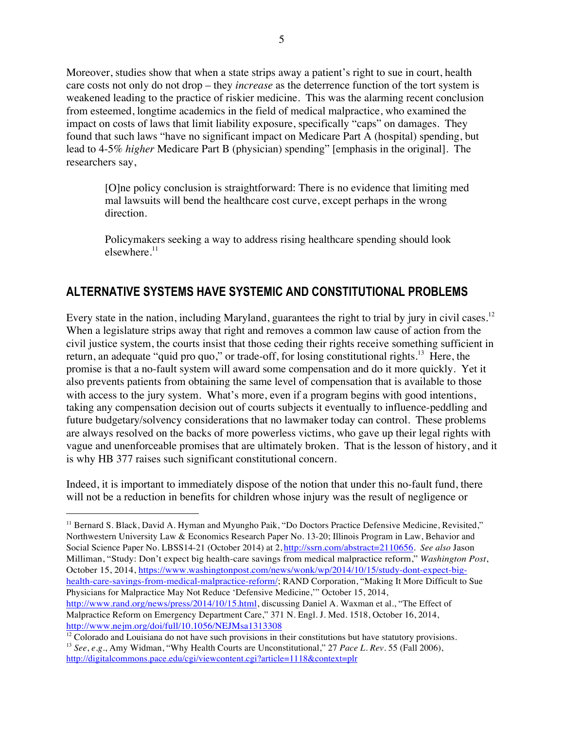Moreover, studies show that when a state strips away a patient's right to sue in court, health care costs not only do not drop – they *increase* as the deterrence function of the tort system is weakened leading to the practice of riskier medicine. This was the alarming recent conclusion from esteemed, longtime academics in the field of medical malpractice, who examined the impact on costs of laws that limit liability exposure, specifically "caps" on damages. They found that such laws "have no significant impact on Medicare Part A (hospital) spending, but lead to 4-5% *higher* Medicare Part B (physician) spending" [emphasis in the original]. The researchers say,

> [O]ne policy conclusion is straightforward: There is no evidence that limiting med mal lawsuits will bend the healthcare cost curve, except perhaps in the wrong direction.
>
> Policymakers seeking a way to address rising healthcare spending should look elsewhere.[11]

## ALTERNATIVE SYSTEMS HAVE SYSTEMIC AND CONSTITUTIONAL PROBLEMS

Every state in the nation, including Maryland, guarantees the right to trial by jury in civil cases.[12] When a legislature strips away that right and removes a common law cause of action from the civil justice system, the courts insist that those ceding their rights receive something sufficient in return, an adequate "quid pro quo," or trade-off, for losing constitutional rights.[13] Here, the promise is that a no-fault system will award some compensation and do it more quickly. Yet it also prevents patients from obtaining the same level of compensation that is available to those with access to the jury system. What's more, even if a program begins with good intentions, taking any compensation decision out of courts subjects it eventually to influence-peddling and future budgetary/solvency considerations that no lawmaker today can control. These problems are always resolved on the backs of more powerless victims, who gave up their legal rights with vague and unenforceable promises that are ultimately broken. That is the lesson of history, and it is why HB 377 raises such significant constitutional concern.

Indeed, it is important to immediately dispose of the notion that under this no-fault fund, there will not be a reduction in benefits for children whose injury was the result of negligence or

---

[11] Bernard S. Black, David A. Hyman and Myungho Paik, "Do Doctors Practice Defensive Medicine, Revisited," Northwestern University Law & Economics Research Paper No. 13-20; Illinois Program in Law, Behavior and Social Science Paper No. LBSS14-21 (October 2014) at 2, http://ssrn.com/abstract=2110656. *See also* Jason Milliman, "Study: Don't expect big health-care savings from medical malpractice reform," *Washington Post*, October 15, 2014, https://www.washingtonpost.com/news/wonk/wp/2014/10/15/study-dont-expect-big-health-care-savings-from-medical-malpractice-reform/; RAND Corporation, "Making It More Difficult to Sue Physicians for Malpractice May Not Reduce 'Defensive Medicine,'" October 15, 2014, http://www.rand.org/news/press/2014/10/15.html, discussing Daniel A. Waxman et al., "The Effect of Malpractice Reform on Emergency Department Care," 371 N. Engl. J. Med. 1518, October 16, 2014, http://www.nejm.org/doi/full/10.1056/NEJMsa1313308

[12] Colorado and Louisiana do not have such provisions in their constitutions but have statutory provisions.

[13] *See*, *e.g*., Amy Widman, "Why Health Courts are Unconstitutional," 27 *Pace L. Rev*. 55 (Fall 2006), http://digitalcommons.pace.edu/cgi/viewcontent.cgi?article=1118&context=plr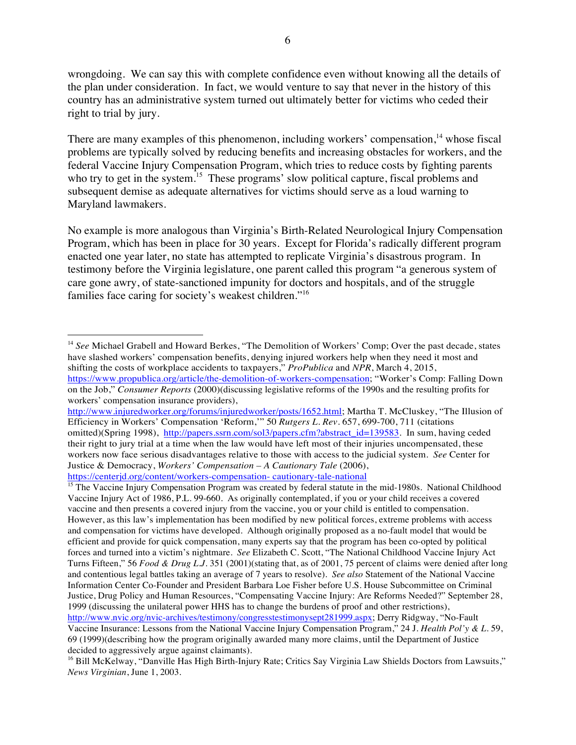wrongdoing. We can say this with complete confidence even without knowing all the details of the plan under consideration. In fact, we would venture to say that never in the history of this country has an administrative system turned out ultimately better for victims who ceded their right to trial by jury.

There are many examples of this phenomenon, including workers' compensation,[14] whose fiscal problems are typically solved by reducing benefits and increasing obstacles for workers, and the federal Vaccine Injury Compensation Program, which tries to reduce costs by fighting parents who try to get in the system.[15] These programs' slow political capture, fiscal problems and subsequent demise as adequate alternatives for victims should serve as a loud warning to Maryland lawmakers.

No example is more analogous than Virginia's Birth-Related Neurological Injury Compensation Program, which has been in place for 30 years. Except for Florida's radically different program enacted one year later, no state has attempted to replicate Virginia's disastrous program. In testimony before the Virginia legislature, one parent called this program "a generous system of care gone awry, of state-sanctioned impunity for doctors and hospitals, and of the struggle families face caring for society's weakest children."[16]

---

[14] *See* Michael Grabell and Howard Berkes, "The Demolition of Workers' Comp; Over the past decade, states have slashed workers' compensation benefits, denying injured workers help when they need it most and shifting the costs of workplace accidents to taxpayers," *ProPublica* and *NPR*, March 4, 2015, https://www.propublica.org/article/the-demolition-of-workers-compensation; "Worker's Comp: Falling Down on the Job," *Consumer Reports* (2000)(discussing legislative reforms of the 1990s and the resulting profits for workers' compensation insurance providers), http://www.injuredworker.org/forums/injuredworker/posts/1652.html; Martha T. McCluskey, "The Illusion of Efficiency in Workers' Compensation 'Reform,'" 50 *Rutgers L. Rev*. 657, 699-700, 711 (citations omitted)(Spring 1998), http://papers.ssrn.com/sol3/papers.cfm?abstract_id=139583. In sum, having ceded their right to jury trial at a time when the law would have left most of their injuries uncompensated, these workers now face serious disadvantages relative to those with access to the judicial system. *See* Center for Justice & Democracy, *Workers' Compensation – A Cautionary Tale* (2006), https://centerjd.org/content/workers-compensation- cautionary-tale-national

[15] The Vaccine Injury Compensation Program was created by federal statute in the mid-1980s. National Childhood Vaccine Injury Act of 1986, P.L. 99-660. As originally contemplated, if you or your child receives a covered vaccine and then presents a covered injury from the vaccine, you or your child is entitled to compensation. However, as this law's implementation has been modified by new political forces, extreme problems with access and compensation for victims have developed. Although originally proposed as a no-fault model that would be efficient and provide for quick compensation, many experts say that the program has been co-opted by political forces and turned into a victim's nightmare. *See* Elizabeth C. Scott, "The National Childhood Vaccine Injury Act Turns Fifteen," 56 *Food & Drug L.J.* 351 (2001)(stating that, as of 2001, 75 percent of claims were denied after long and contentious legal battles taking an average of 7 years to resolve). *See also* Statement of the National Vaccine Information Center Co-Founder and President Barbara Loe Fisher before U.S. House Subcommittee on Criminal Justice, Drug Policy and Human Resources, "Compensating Vaccine Injury: Are Reforms Needed?" September 28, 1999 (discussing the unilateral power HHS has to change the burdens of proof and other restrictions), http://www.nvic.org/nvic-archives/testimony/congresstestimonysept281999.aspx; Derry Ridgway, "No-Fault Vaccine Insurance: Lessons from the National Vaccine Injury Compensation Program," 24 J. *Health Pol'y & L.* 59, 69 (1999)(describing how the program originally awarded many more claims, until the Department of Justice decided to aggressively argue against claimants).

[16] Bill McKelway, "Danville Has High Birth-Injury Rate; Critics Say Virginia Law Shields Doctors from Lawsuits," *News Virginian*, June 1, 2003.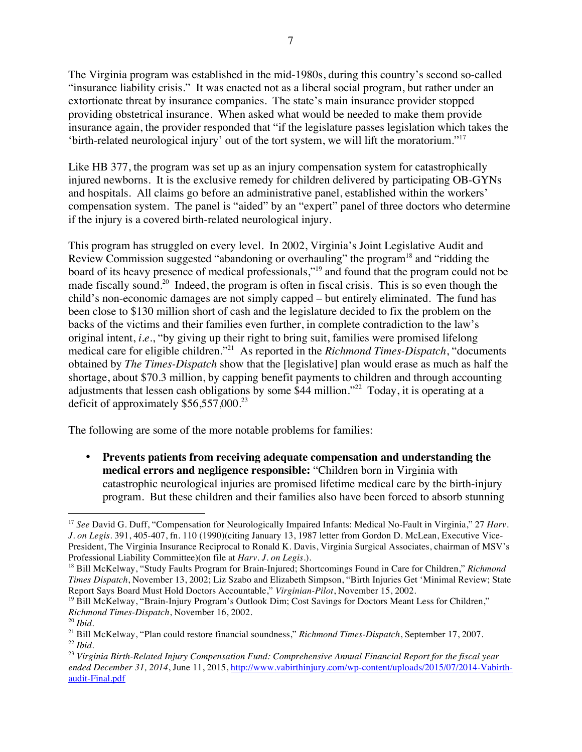The Virginia program was established in the mid-1980s, during this country's second so-called "insurance liability crisis." It was enacted not as a liberal social program, but rather under an extortionate threat by insurance companies. The state's main insurance provider stopped providing obstetrical insurance. When asked what would be needed to make them provide insurance again, the provider responded that "if the legislature passes legislation which takes the 'birth-related neurological injury' out of the tort system, we will lift the moratorium."[17]

Like HB 377, the program was set up as an injury compensation system for catastrophically injured newborns. It is the exclusive remedy for children delivered by participating OB-GYNs and hospitals. All claims go before an administrative panel, established within the workers' compensation system. The panel is "aided" by an "expert" panel of three doctors who determine if the injury is a covered birth-related neurological injury.

This program has struggled on every level. In 2002, Virginia's Joint Legislative Audit and Review Commission suggested "abandoning or overhauling" the program[18] and "ridding the board of its heavy presence of medical professionals,"[19] and found that the program could not be made fiscally sound.[20] Indeed, the program is often in fiscal crisis. This is so even though the child's non-economic damages are not simply capped – but entirely eliminated. The fund has been close to $130 million short of cash and the legislature decided to fix the problem on the backs of the victims and their families even further, in complete contradiction to the law's original intent, *i.e.*, "by giving up their right to bring suit, families were promised lifelong medical care for eligible children."[21] As reported in the *Richmond Times-Dispatch*, "documents obtained by *The Times-Dispatch* show that the [legislative] plan would erase as much as half the shortage, about $70.3 million, by capping benefit payments to children and through accounting adjustments that lessen cash obligations by some $44 million."[22] Today, it is operating at a deficit of approximately $56,557,000.[23]

The following are some of the more notable problems for families:

- **Prevents patients from receiving adequate compensation and understanding the medical errors and negligence responsible:** "Children born in Virginia with catastrophic neurological injuries are promised lifetime medical care by the birth-injury program. But these children and their families also have been forced to absorb stunning

---

[17] *See* David G. Duff, "Compensation for Neurologically Impaired Infants: Medical No-Fault in Virginia," 27 *Harv. J. on Legis.* 391, 405-407, fn. 110 (1990)(citing January 13, 1987 letter from Gordon D. McLean, Executive Vice-President, The Virginia Insurance Reciprocal to Ronald K. Davis, Virginia Surgical Associates, chairman of MSV's Professional Liability Committee)(on file at *Harv. J. on Legis.*).

[18] Bill McKelway, "Study Faults Program for Brain-Injured; Shortcomings Found in Care for Children," *Richmond Times Dispatch*, November 13, 2002; Liz Szabo and Elizabeth Simpson, "Birth Injuries Get 'Minimal Review; State Report Says Board Must Hold Doctors Accountable," *Virginian-Pilot*, November 15, 2002.

[19] Bill McKelway, "Brain-Injury Program's Outlook Dim; Cost Savings for Doctors Meant Less for Children," *Richmond Times-Dispatch*, November 16, 2002.

[20] *Ibid.*

[21] Bill McKelway, "Plan could restore financial soundness," *Richmond Times-Dispatch*, September 17, 2007.

[22] *Ibid.*

[23] *Virginia Birth-Related Injury Compensation Fund: Comprehensive Annual Financial Report for the fiscal year ended December 31, 2014*, June 11, 2015, http://www.vabirthinjury.com/wp-content/uploads/2015/07/2014-Vabirth-audit-Final.pdf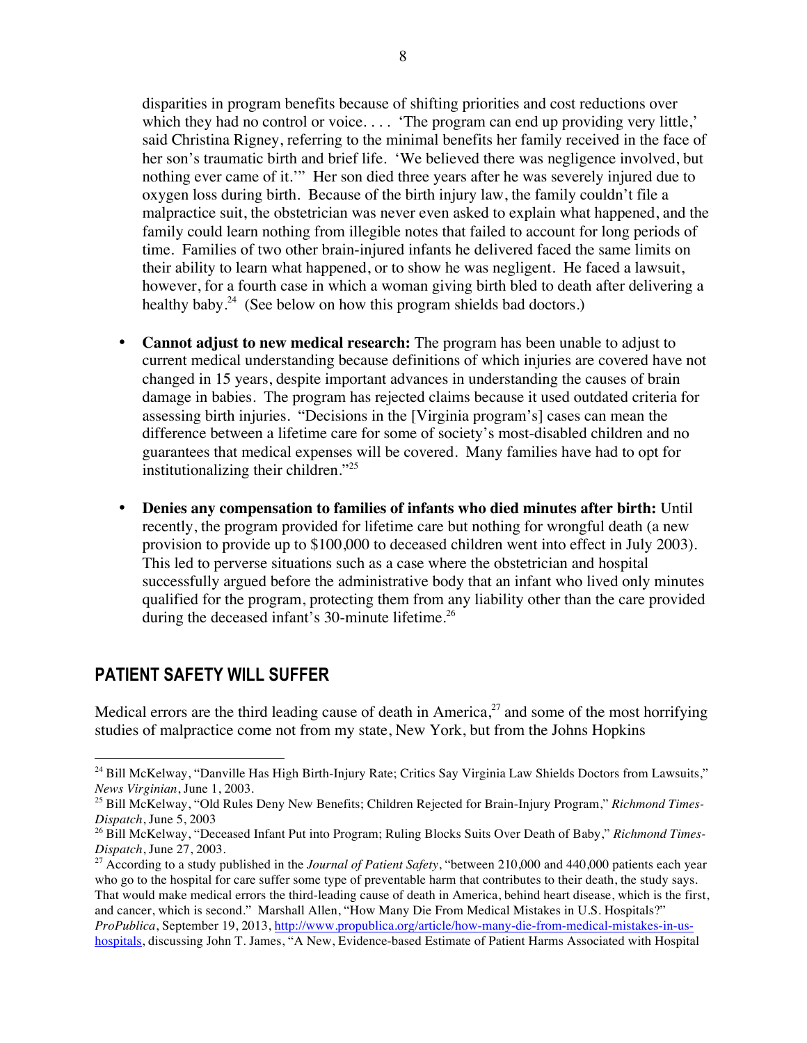disparities in program benefits because of shifting priorities and cost reductions over which they had no control or voice. . . . 'The program can end up providing very little,' said Christina Rigney, referring to the minimal benefits her family received in the face of her son's traumatic birth and brief life. 'We believed there was negligence involved, but nothing ever came of it.'" Her son died three years after he was severely injured due to oxygen loss during birth. Because of the birth injury law, the family couldn't file a malpractice suit, the obstetrician was never even asked to explain what happened, and the family could learn nothing from illegible notes that failed to account for long periods of time. Families of two other brain-injured infants he delivered faced the same limits on their ability to learn what happened, or to show he was negligent. He faced a lawsuit, however, for a fourth case in which a woman giving birth bled to death after delivering a healthy baby.[24] (See below on how this program shields bad doctors.)

- **Cannot adjust to new medical research:** The program has been unable to adjust to current medical understanding because definitions of which injuries are covered have not changed in 15 years, despite important advances in understanding the causes of brain damage in babies. The program has rejected claims because it used outdated criteria for assessing birth injuries. "Decisions in the [Virginia program's] cases can mean the difference between a lifetime care for some of society's most-disabled children and no guarantees that medical expenses will be covered. Many families have had to opt for institutionalizing their children."[25]

- **Denies any compensation to families of infants who died minutes after birth:** Until recently, the program provided for lifetime care but nothing for wrongful death (a new provision to provide up to $100,000 to deceased children went into effect in July 2003). This led to perverse situations such as a case where the obstetrician and hospital successfully argued before the administrative body that an infant who lived only minutes qualified for the program, protecting them from any liability other than the care provided during the deceased infant's 30-minute lifetime.[26]

## PATIENT SAFETY WILL SUFFER

Medical errors are the third leading cause of death in America,[27] and some of the most horrifying studies of malpractice come not from my state, New York, but from the Johns Hopkins

---

[24] Bill McKelway, "Danville Has High Birth-Injury Rate; Critics Say Virginia Law Shields Doctors from Lawsuits," *News Virginian*, June 1, 2003.

[25] Bill McKelway, "Old Rules Deny New Benefits; Children Rejected for Brain-Injury Program," *Richmond Times-Dispatch*, June 5, 2003

[26] Bill McKelway, "Deceased Infant Put into Program; Ruling Blocks Suits Over Death of Baby," *Richmond Times-Dispatch*, June 27, 2003.

[27] According to a study published in the *Journal of Patient Safety*, "between 210,000 and 440,000 patients each year who go to the hospital for care suffer some type of preventable harm that contributes to their death, the study says. That would make medical errors the third-leading cause of death in America, behind heart disease, which is the first, and cancer, which is second." Marshall Allen, "How Many Die From Medical Mistakes in U.S. Hospitals?" *ProPublica*, September 19, 2013, http://www.propublica.org/article/how-many-die-from-medical-mistakes-in-us-hospitals, discussing John T. James, "A New, Evidence-based Estimate of Patient Harms Associated with Hospital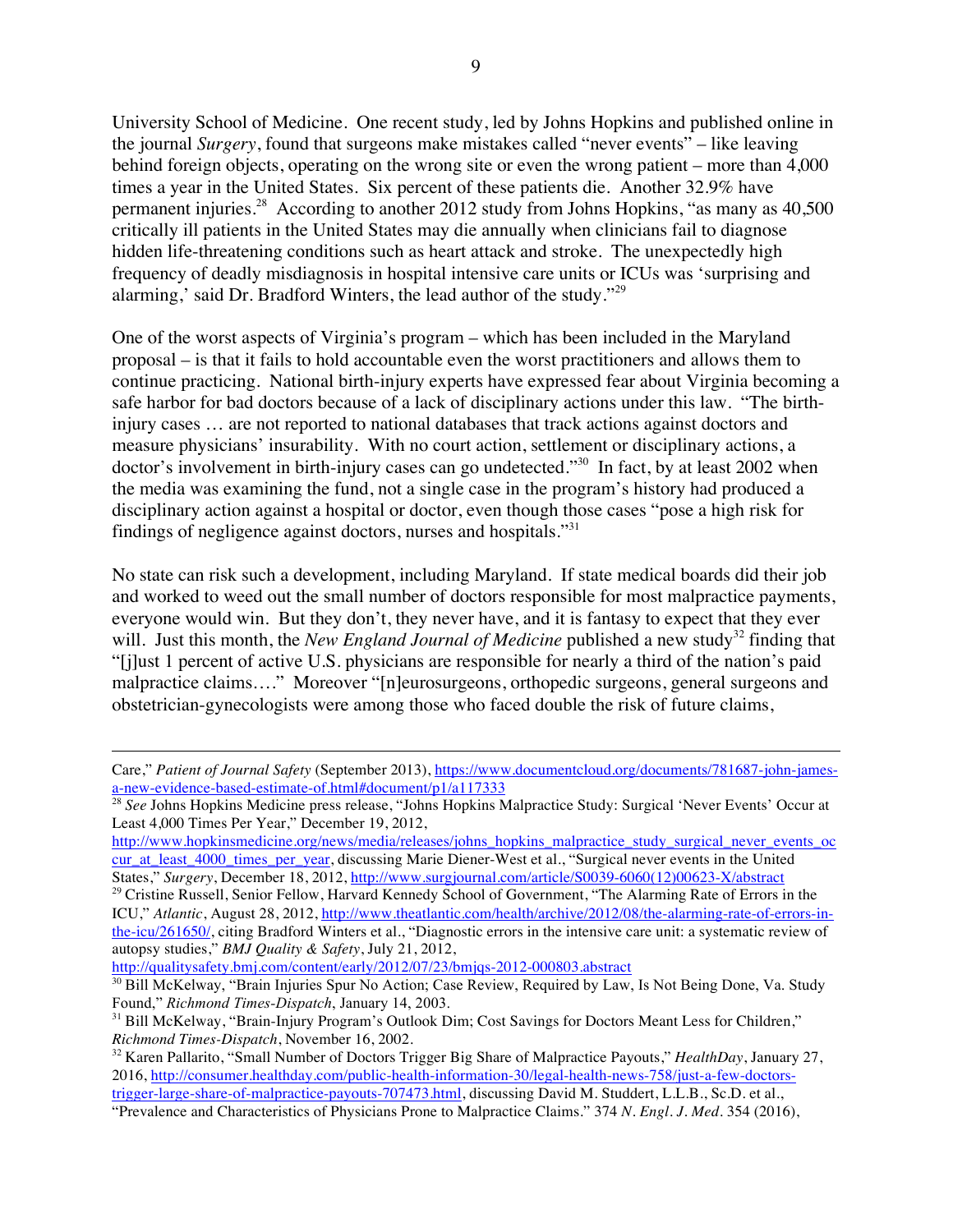University School of Medicine. One recent study, led by Johns Hopkins and published online in the journal *Surgery*, found that surgeons make mistakes called "never events" – like leaving behind foreign objects, operating on the wrong site or even the wrong patient – more than 4,000 times a year in the United States. Six percent of these patients die. Another 32.9% have permanent injuries.[28] According to another 2012 study from Johns Hopkins, "as many as 40,500 critically ill patients in the United States may die annually when clinicians fail to diagnose hidden life-threatening conditions such as heart attack and stroke. The unexpectedly high frequency of deadly misdiagnosis in hospital intensive care units or ICUs was 'surprising and alarming,' said Dr. Bradford Winters, the lead author of the study."[29]

One of the worst aspects of Virginia's program – which has been included in the Maryland proposal – is that it fails to hold accountable even the worst practitioners and allows them to continue practicing. National birth-injury experts have expressed fear about Virginia becoming a safe harbor for bad doctors because of a lack of disciplinary actions under this law. "The birth-injury cases … are not reported to national databases that track actions against doctors and measure physicians' insurability. With no court action, settlement or disciplinary actions, a doctor's involvement in birth-injury cases can go undetected."[30] In fact, by at least 2002 when the media was examining the fund, not a single case in the program's history had produced a disciplinary action against a hospital or doctor, even though those cases "pose a high risk for findings of negligence against doctors, nurses and hospitals."[31]

No state can risk such a development, including Maryland. If state medical boards did their job and worked to weed out the small number of doctors responsible for most malpractice payments, everyone would win. But they don't, they never have, and it is fantasy to expect that they ever will. Just this month, the *New England Journal of Medicine* published a new study[32] finding that "[j]ust 1 percent of active U.S. physicians are responsible for nearly a third of the nation's paid malpractice claims…." Moreover "[n]eurosurgeons, orthopedic surgeons, general surgeons and obstetrician-gynecologists were among those who faced double the risk of future claims,

---

Care," *Patient of Journal Safety* (September 2013), https://www.documentcloud.org/documents/781687-john-james-a-new-evidence-based-estimate-of.html#document/p1/a117333

[28] *See* Johns Hopkins Medicine press release, "Johns Hopkins Malpractice Study: Surgical 'Never Events' Occur at Least 4,000 Times Per Year," December 19, 2012, http://www.hopkinsmedicine.org/news/media/releases/johns_hopkins_malpractice_study_surgical_never_events_occur_at_least_4000_times_per_year, discussing Marie Diener-West et al., "Surgical never events in the United States," *Surgery*, December 18, 2012, http://www.surgjournal.com/article/S0039-6060(12)00623-X/abstract

[29] Cristine Russell, Senior Fellow, Harvard Kennedy School of Government, "The Alarming Rate of Errors in the ICU," *Atlantic*, August 28, 2012, http://www.theatlantic.com/health/archive/2012/08/the-alarming-rate-of-errors-in-the-icu/261650/, citing Bradford Winters et al., "Diagnostic errors in the intensive care unit: a systematic review of autopsy studies," *BMJ Quality & Safety*, July 21, 2012, http://qualitysafety.bmj.com/content/early/2012/07/23/bmjqs-2012-000803.abstract

[30] Bill McKelway, "Brain Injuries Spur No Action; Case Review, Required by Law, Is Not Being Done, Va. Study Found," *Richmond Times-Dispatch*, January 14, 2003.

[31] Bill McKelway, "Brain-Injury Program's Outlook Dim; Cost Savings for Doctors Meant Less for Children," *Richmond Times-Dispatch*, November 16, 2002.

[32] Karen Pallarito, "Small Number of Doctors Trigger Big Share of Malpractice Payouts," *HealthDay*, January 27, 2016, http://consumer.healthday.com/public-health-information-30/legal-health-news-758/just-a-few-doctors-trigger-large-share-of-malpractice-payouts-707473.html, discussing David M. Studdert, L.L.B., Sc.D. et al., "Prevalence and Characteristics of Physicians Prone to Malpractice Claims." 374 *N. Engl. J. Med.* 354 (2016),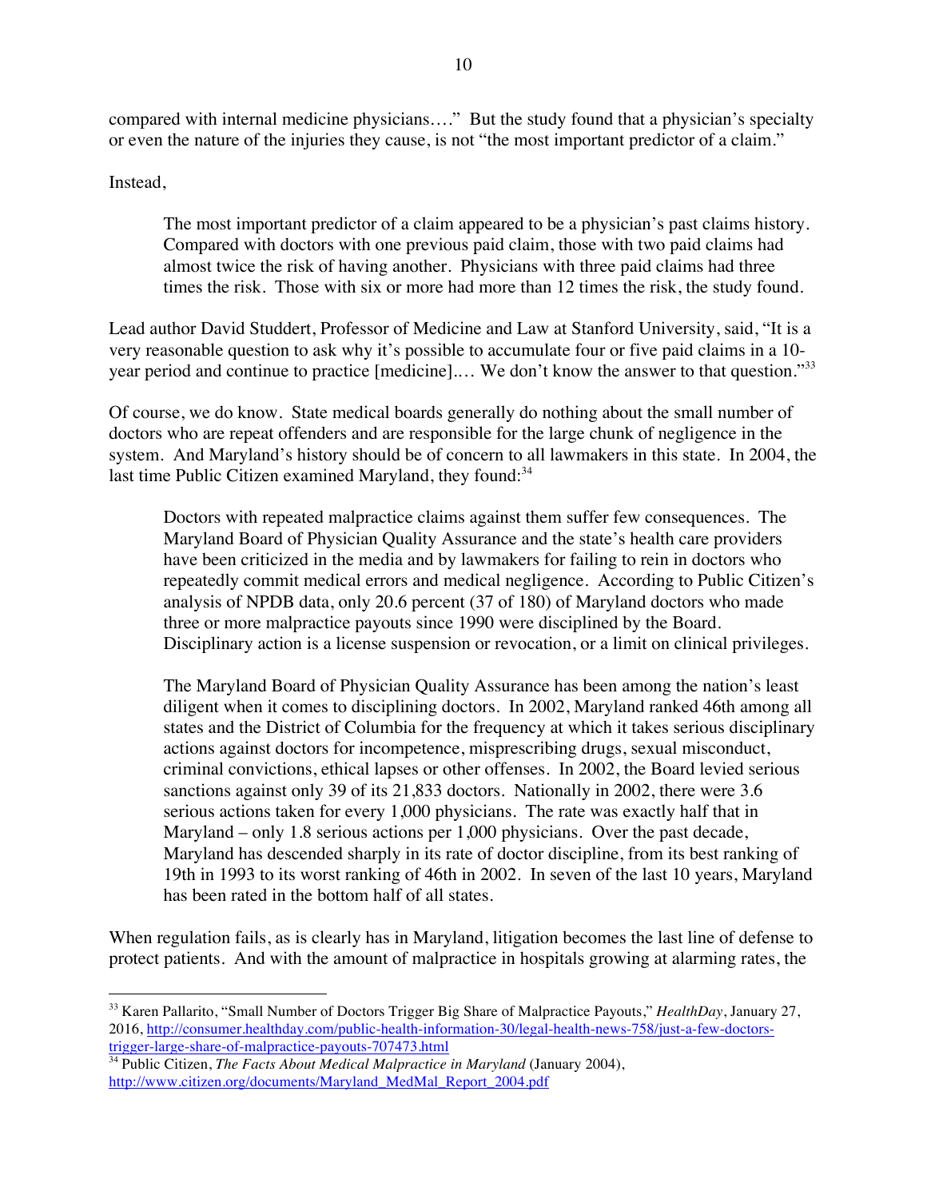compared with internal medicine physicians…." But the study found that a physician's specialty or even the nature of the injuries they cause, is not "the most important predictor of a claim."

Instead,

> The most important predictor of a claim appeared to be a physician's past claims history. Compared with doctors with one previous paid claim, those with two paid claims had almost twice the risk of having another. Physicians with three paid claims had three times the risk. Those with six or more had more than 12 times the risk, the study found.

Lead author David Studdert, Professor of Medicine and Law at Stanford University, said, "It is a very reasonable question to ask why it's possible to accumulate four or five paid claims in a 10-year period and continue to practice [medicine].… We don't know the answer to that question."[33]

Of course, we do know. State medical boards generally do nothing about the small number of doctors who are repeat offenders and are responsible for the large chunk of negligence in the system. And Maryland's history should be of concern to all lawmakers in this state. In 2004, the last time Public Citizen examined Maryland, they found:[34]

> Doctors with repeated malpractice claims against them suffer few consequences. The Maryland Board of Physician Quality Assurance and the state's health care providers have been criticized in the media and by lawmakers for failing to rein in doctors who repeatedly commit medical errors and medical negligence. According to Public Citizen's analysis of NPDB data, only 20.6 percent (37 of 180) of Maryland doctors who made three or more malpractice payouts since 1990 were disciplined by the Board. Disciplinary action is a license suspension or revocation, or a limit on clinical privileges.
>
> The Maryland Board of Physician Quality Assurance has been among the nation's least diligent when it comes to disciplining doctors. In 2002, Maryland ranked 46th among all states and the District of Columbia for the frequency at which it takes serious disciplinary actions against doctors for incompetence, misprescribing drugs, sexual misconduct, criminal convictions, ethical lapses or other offenses. In 2002, the Board levied serious sanctions against only 39 of its 21,833 doctors. Nationally in 2002, there were 3.6 serious actions taken for every 1,000 physicians. The rate was exactly half that in Maryland – only 1.8 serious actions per 1,000 physicians. Over the past decade, Maryland has descended sharply in its rate of doctor discipline, from its best ranking of 19th in 1993 to its worst ranking of 46th in 2002. In seven of the last 10 years, Maryland has been rated in the bottom half of all states.

When regulation fails, as is clearly has in Maryland, litigation becomes the last line of defense to protect patients. And with the amount of malpractice in hospitals growing at alarming rates, the

---

[33] Karen Pallarito, "Small Number of Doctors Trigger Big Share of Malpractice Payouts," *HealthDay*, January 27, 2016, http://consumer.healthday.com/public-health-information-30/legal-health-news-758/just-a-few-doctors-trigger-large-share-of-malpractice-payouts-707473.html

[34] Public Citizen, *The Facts About Medical Malpractice in Maryland* (January 2004), http://www.citizen.org/documents/Maryland_MedMal_Report_2004.pdf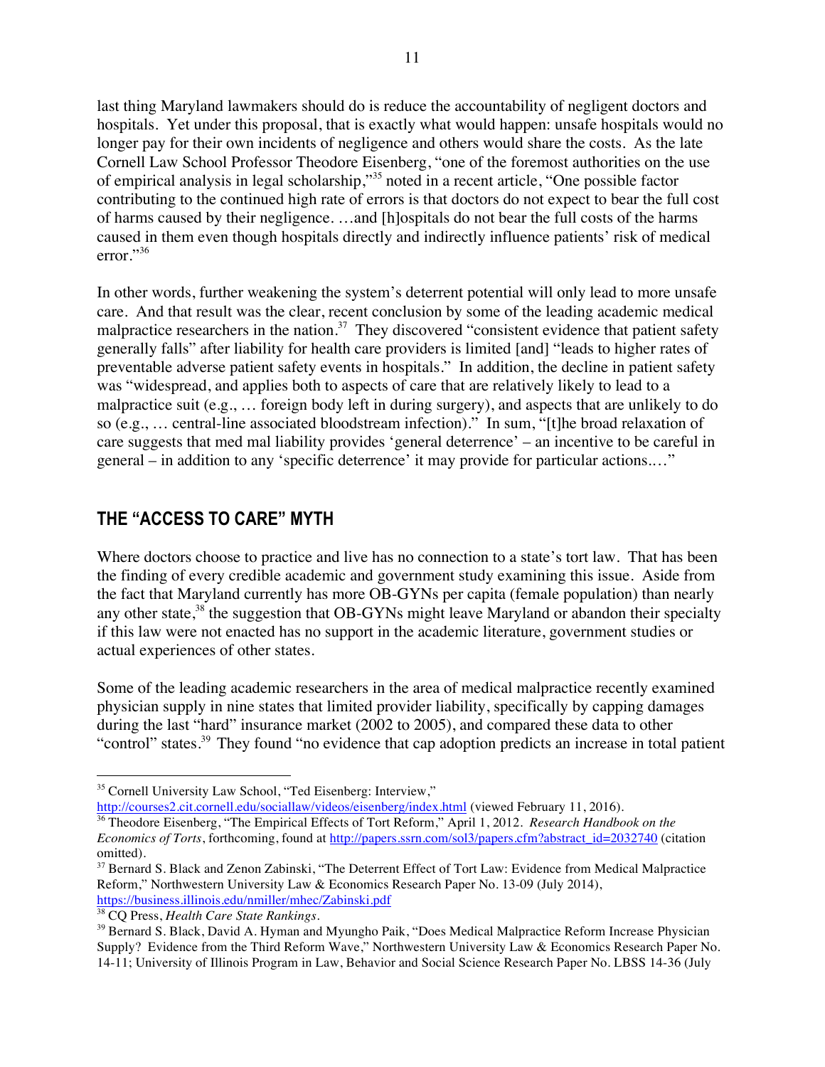last thing Maryland lawmakers should do is reduce the accountability of negligent doctors and hospitals. Yet under this proposal, that is exactly what would happen: unsafe hospitals would no longer pay for their own incidents of negligence and others would share the costs. As the late Cornell Law School Professor Theodore Eisenberg, "one of the foremost authorities on the use of empirical analysis in legal scholarship,"[35] noted in a recent article, "One possible factor contributing to the continued high rate of errors is that doctors do not expect to bear the full cost of harms caused by their negligence. …and [h]ospitals do not bear the full costs of the harms caused in them even though hospitals directly and indirectly influence patients' risk of medical error."[36]

In other words, further weakening the system's deterrent potential will only lead to more unsafe care. And that result was the clear, recent conclusion by some of the leading academic medical malpractice researchers in the nation.[37] They discovered "consistent evidence that patient safety generally falls" after liability for health care providers is limited [and] "leads to higher rates of preventable adverse patient safety events in hospitals." In addition, the decline in patient safety was "widespread, and applies both to aspects of care that are relatively likely to lead to a malpractice suit (e.g., … foreign body left in during surgery), and aspects that are unlikely to do so (e.g., … central-line associated bloodstream infection)." In sum, "[t]he broad relaxation of care suggests that med mal liability provides 'general deterrence' – an incentive to be careful in general – in addition to any 'specific deterrence' it may provide for particular actions.…"

## THE "ACCESS TO CARE" MYTH

Where doctors choose to practice and live has no connection to a state's tort law. That has been the finding of every credible academic and government study examining this issue. Aside from the fact that Maryland currently has more OB-GYNs per capita (female population) than nearly any other state,[38] the suggestion that OB-GYNs might leave Maryland or abandon their specialty if this law were not enacted has no support in the academic literature, government studies or actual experiences of other states.

Some of the leading academic researchers in the area of medical malpractice recently examined physician supply in nine states that limited provider liability, specifically by capping damages during the last "hard" insurance market (2002 to 2005), and compared these data to other "control" states.[39] They found "no evidence that cap adoption predicts an increase in total patient

---

[35] Cornell University Law School, "Ted Eisenberg: Interview," http://courses2.cit.cornell.edu/sociallaw/videos/eisenberg/index.html (viewed February 11, 2016).

[36] Theodore Eisenberg, "The Empirical Effects of Tort Reform," April 1, 2012. *Research Handbook on the Economics of Torts*, forthcoming, found at http://papers.ssrn.com/sol3/papers.cfm?abstract_id=2032740 (citation omitted).

[37] Bernard S. Black and Zenon Zabinski, "The Deterrent Effect of Tort Law: Evidence from Medical Malpractice Reform," Northwestern University Law & Economics Research Paper No. 13-09 (July 2014), https://business.illinois.edu/nmiller/mhec/Zabinski.pdf

[38] CQ Press, *Health Care State Rankings*.

[39] Bernard S. Black, David A. Hyman and Myungho Paik, "Does Medical Malpractice Reform Increase Physician Supply? Evidence from the Third Reform Wave," Northwestern University Law & Economics Research Paper No. 14-11; University of Illinois Program in Law, Behavior and Social Science Research Paper No. LBSS 14-36 (July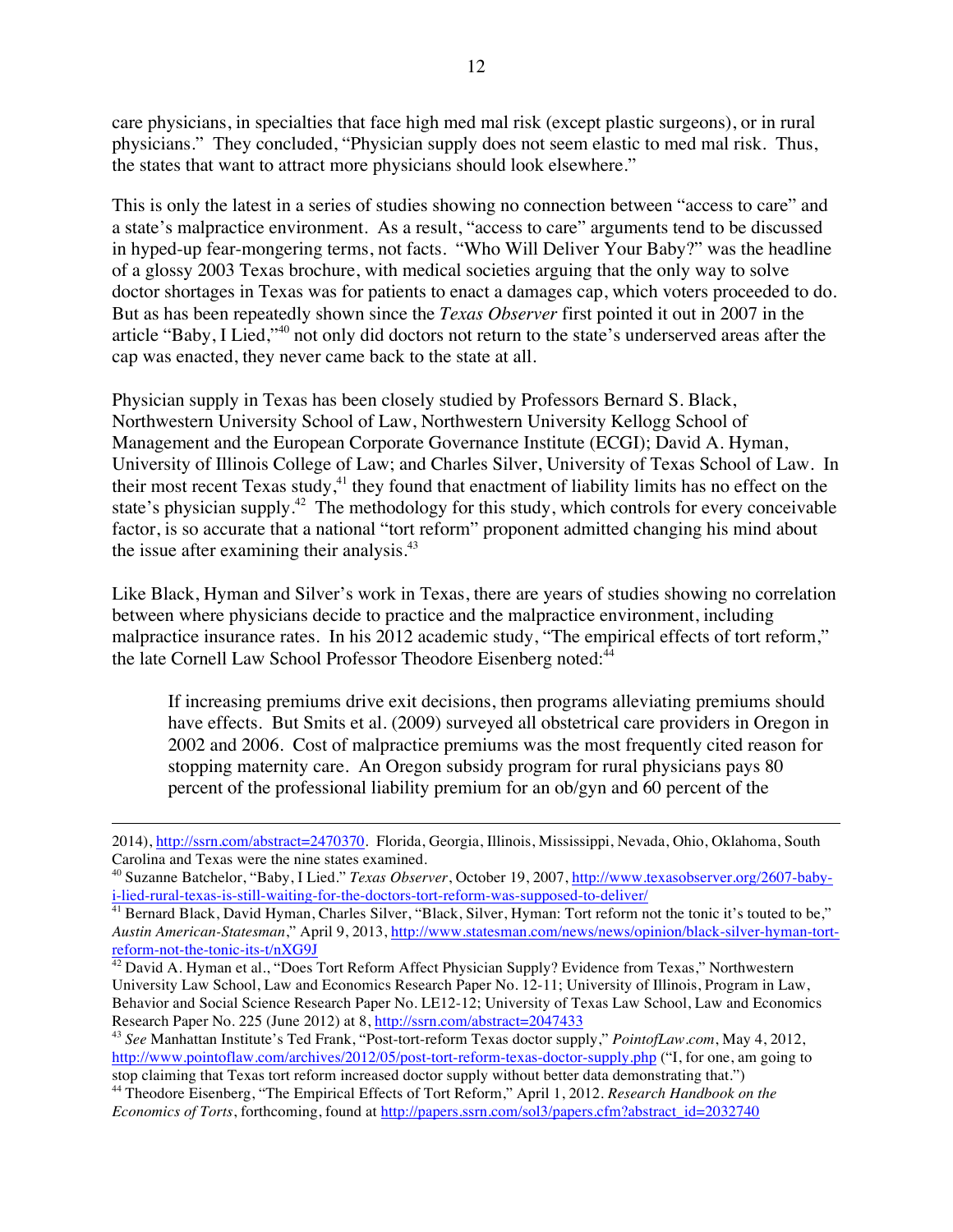care physicians, in specialties that face high med mal risk (except plastic surgeons), or in rural physicians." They concluded, "Physician supply does not seem elastic to med mal risk. Thus, the states that want to attract more physicians should look elsewhere."

This is only the latest in a series of studies showing no connection between "access to care" and a state's malpractice environment. As a result, "access to care" arguments tend to be discussed in hyped-up fear-mongering terms, not facts. "Who Will Deliver Your Baby?" was the headline of a glossy 2003 Texas brochure, with medical societies arguing that the only way to solve doctor shortages in Texas was for patients to enact a damages cap, which voters proceeded to do. But as has been repeatedly shown since the *Texas Observer* first pointed it out in 2007 in the article "Baby, I Lied,"[40] not only did doctors not return to the state's underserved areas after the cap was enacted, they never came back to the state at all.

Physician supply in Texas has been closely studied by Professors Bernard S. Black, Northwestern University School of Law, Northwestern University Kellogg School of Management and the European Corporate Governance Institute (ECGI); David A. Hyman, University of Illinois College of Law; and Charles Silver, University of Texas School of Law. In their most recent Texas study,[41] they found that enactment of liability limits has no effect on the state's physician supply.[42] The methodology for this study, which controls for every conceivable factor, is so accurate that a national "tort reform" proponent admitted changing his mind about the issue after examining their analysis.[43]

Like Black, Hyman and Silver's work in Texas, there are years of studies showing no correlation between where physicians decide to practice and the malpractice environment, including malpractice insurance rates. In his 2012 academic study, "The empirical effects of tort reform," the late Cornell Law School Professor Theodore Eisenberg noted:[44]

> If increasing premiums drive exit decisions, then programs alleviating premiums should have effects. But Smits et al. (2009) surveyed all obstetrical care providers in Oregon in 2002 and 2006. Cost of malpractice premiums was the most frequently cited reason for stopping maternity care. An Oregon subsidy program for rural physicians pays 80 percent of the professional liability premium for an ob/gyn and 60 percent of the

---

2014), http://ssrn.com/abstract=2470370. Florida, Georgia, Illinois, Mississippi, Nevada, Ohio, Oklahoma, South Carolina and Texas were the nine states examined.

[40] Suzanne Batchelor, "Baby, I Lied." *Texas Observer*, October 19, 2007, http://www.texasobserver.org/2607-baby-i-lied-rural-texas-is-still-waiting-for-the-doctors-tort-reform-was-supposed-to-deliver/

[41] Bernard Black, David Hyman, Charles Silver, "Black, Silver, Hyman: Tort reform not the tonic it's touted to be," *Austin American-Statesman*," April 9, 2013, http://www.statesman.com/news/news/opinion/black-silver-hyman-tort-reform-not-the-tonic-its-t/nXG9J

[42] David A. Hyman et al., "Does Tort Reform Affect Physician Supply? Evidence from Texas," Northwestern University Law School, Law and Economics Research Paper No. 12-11; University of Illinois, Program in Law, Behavior and Social Science Research Paper No. LE12-12; University of Texas Law School, Law and Economics Research Paper No. 225 (June 2012) at 8, http://ssrn.com/abstract=2047433

[43] *See* Manhattan Institute's Ted Frank, "Post-tort-reform Texas doctor supply," *PointofLaw.com*, May 4, 2012, http://www.pointoflaw.com/archives/2012/05/post-tort-reform-texas-doctor-supply.php ("I, for one, am going to stop claiming that Texas tort reform increased doctor supply without better data demonstrating that.")

[44] Theodore Eisenberg, "The Empirical Effects of Tort Reform," April 1, 2012. *Research Handbook on the Economics of Torts*, forthcoming, found at http://papers.ssrn.com/sol3/papers.cfm?abstract_id=2032740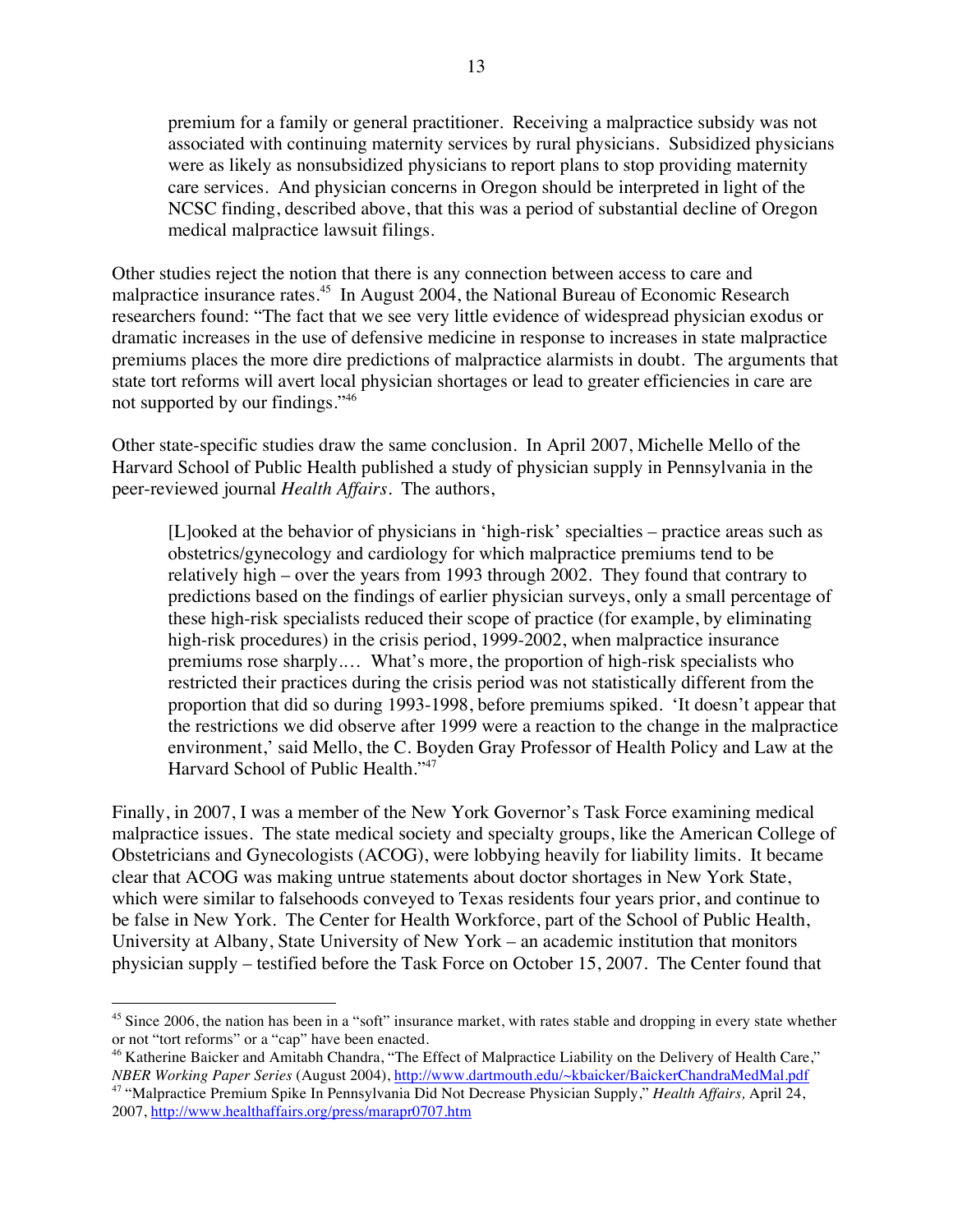> premium for a family or general practitioner. Receiving a malpractice subsidy was not associated with continuing maternity services by rural physicians. Subsidized physicians were as likely as nonsubsidized physicians to report plans to stop providing maternity care services. And physician concerns in Oregon should be interpreted in light of the NCSC finding, described above, that this was a period of substantial decline of Oregon medical malpractice lawsuit filings.

Other studies reject the notion that there is any connection between access to care and malpractice insurance rates.[45] In August 2004, the National Bureau of Economic Research researchers found: "The fact that we see very little evidence of widespread physician exodus or dramatic increases in the use of defensive medicine in response to increases in state malpractice premiums places the more dire predictions of malpractice alarmists in doubt. The arguments that state tort reforms will avert local physician shortages or lead to greater efficiencies in care are not supported by our findings."[46]

Other state-specific studies draw the same conclusion. In April 2007, Michelle Mello of the Harvard School of Public Health published a study of physician supply in Pennsylvania in the peer-reviewed journal *Health Affairs*. The authors,

> [L]ooked at the behavior of physicians in 'high-risk' specialties – practice areas such as obstetrics/gynecology and cardiology for which malpractice premiums tend to be relatively high – over the years from 1993 through 2002. They found that contrary to predictions based on the findings of earlier physician surveys, only a small percentage of these high-risk specialists reduced their scope of practice (for example, by eliminating high-risk procedures) in the crisis period, 1999-2002, when malpractice insurance premiums rose sharply.… What's more, the proportion of high-risk specialists who restricted their practices during the crisis period was not statistically different from the proportion that did so during 1993-1998, before premiums spiked. 'It doesn't appear that the restrictions we did observe after 1999 were a reaction to the change in the malpractice environment,' said Mello, the C. Boyden Gray Professor of Health Policy and Law at the Harvard School of Public Health."[47]

Finally, in 2007, I was a member of the New York Governor's Task Force examining medical malpractice issues. The state medical society and specialty groups, like the American College of Obstetricians and Gynecologists (ACOG), were lobbying heavily for liability limits. It became clear that ACOG was making untrue statements about doctor shortages in New York State, which were similar to falsehoods conveyed to Texas residents four years prior, and continue to be false in New York. The Center for Health Workforce, part of the School of Public Health, University at Albany, State University of New York – an academic institution that monitors physician supply – testified before the Task Force on October 15, 2007. The Center found that

---

[45] Since 2006, the nation has been in a "soft" insurance market, with rates stable and dropping in every state whether or not "tort reforms" or a "cap" have been enacted.

[46] Katherine Baicker and Amitabh Chandra, "The Effect of Malpractice Liability on the Delivery of Health Care," *NBER Working Paper Series* (August 2004), http://www.dartmouth.edu/~kbaicker/BaickerChandraMedMal.pdf

[47] "Malpractice Premium Spike In Pennsylvania Did Not Decrease Physician Supply," *Health Affairs,* April 24, 2007, http://www.healthaffairs.org/press/marapr0707.htm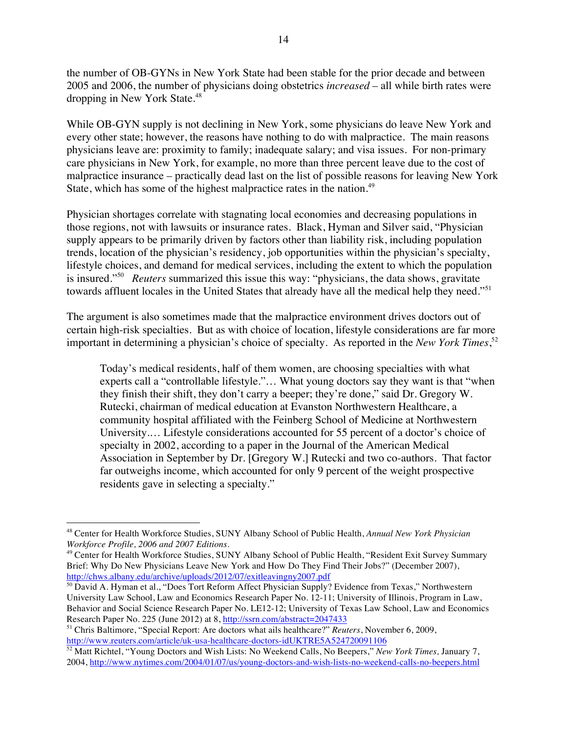the number of OB-GYNs in New York State had been stable for the prior decade and between 2005 and 2006, the number of physicians doing obstetrics *increased* – all while birth rates were dropping in New York State.[48]

While OB-GYN supply is not declining in New York, some physicians do leave New York and every other state; however, the reasons have nothing to do with malpractice. The main reasons physicians leave are: proximity to family; inadequate salary; and visa issues. For non-primary care physicians in New York, for example, no more than three percent leave due to the cost of malpractice insurance – practically dead last on the list of possible reasons for leaving New York State, which has some of the highest malpractice rates in the nation.[49]

Physician shortages correlate with stagnating local economies and decreasing populations in those regions, not with lawsuits or insurance rates. Black, Hyman and Silver said, "Physician supply appears to be primarily driven by factors other than liability risk, including population trends, location of the physician's residency, job opportunities within the physician's specialty, lifestyle choices, and demand for medical services, including the extent to which the population is insured."[50] *Reuters* summarized this issue this way: "physicians, the data shows, gravitate towards affluent locales in the United States that already have all the medical help they need."[51]

The argument is also sometimes made that the malpractice environment drives doctors out of certain high-risk specialties. But as with choice of location, lifestyle considerations are far more important in determining a physician's choice of specialty. As reported in the *New York Times*,[52]

> Today's medical residents, half of them women, are choosing specialties with what experts call a "controllable lifestyle."… What young doctors say they want is that "when they finish their shift, they don't carry a beeper; they're done," said Dr. Gregory W. Rutecki, chairman of medical education at Evanston Northwestern Healthcare, a community hospital affiliated with the Feinberg School of Medicine at Northwestern University.… Lifestyle considerations accounted for 55 percent of a doctor's choice of specialty in 2002, according to a paper in the Journal of the American Medical Association in September by Dr. [Gregory W.] Rutecki and two co-authors. That factor far outweighs income, which accounted for only 9 percent of the weight prospective residents gave in selecting a specialty."

---

[48] Center for Health Workforce Studies, SUNY Albany School of Public Health, *Annual New York Physician Workforce Profile, 2006 and 2007 Editions*.

[49] Center for Health Workforce Studies, SUNY Albany School of Public Health, "Resident Exit Survey Summary Brief: Why Do New Physicians Leave New York and How Do They Find Their Jobs?" (December 2007), http://chws.albany.edu/archive/uploads/2012/07/exitleavingny2007.pdf

[50] David A. Hyman et al., "Does Tort Reform Affect Physician Supply? Evidence from Texas," Northwestern University Law School, Law and Economics Research Paper No. 12-11; University of Illinois, Program in Law, Behavior and Social Science Research Paper No. LE12-12; University of Texas Law School, Law and Economics Research Paper No. 225 (June 2012) at 8, http://ssrn.com/abstract=2047433

[51] Chris Baltimore, "Special Report: Are doctors what ails healthcare?" *Reuters*, November 6, 2009, http://www.reuters.com/article/uk-usa-healthcare-doctors-idUKTRE5A524720091106

[52] Matt Richtel, "Young Doctors and Wish Lists: No Weekend Calls, No Beepers," *New York Times,* January 7, 2004, http://www.nytimes.com/2004/01/07/us/young-doctors-and-wish-lists-no-weekend-calls-no-beepers.html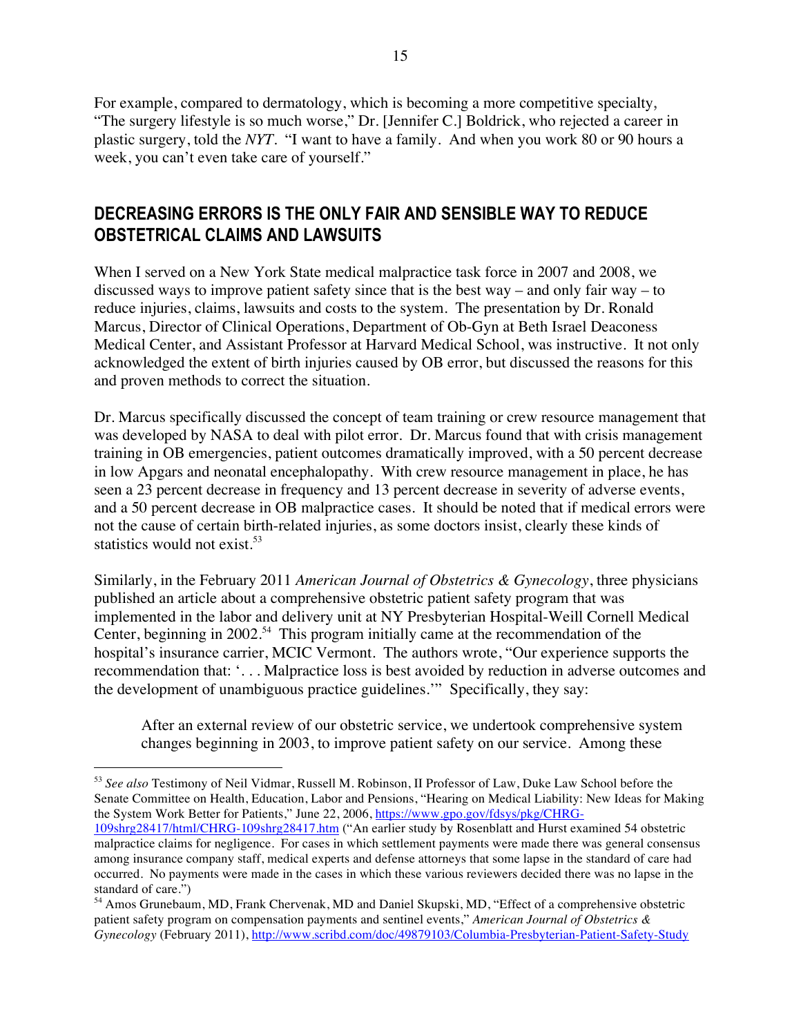For example, compared to dermatology, which is becoming a more competitive specialty, "The surgery lifestyle is so much worse," Dr. [Jennifer C.] Boldrick, who rejected a career in plastic surgery, told the *NYT*. "I want to have a family. And when you work 80 or 90 hours a week, you can't even take care of yourself."

## DECREASING ERRORS IS THE ONLY FAIR AND SENSIBLE WAY TO REDUCE OBSTETRICAL CLAIMS AND LAWSUITS

When I served on a New York State medical malpractice task force in 2007 and 2008, we discussed ways to improve patient safety since that is the best way – and only fair way – to reduce injuries, claims, lawsuits and costs to the system. The presentation by Dr. Ronald Marcus, Director of Clinical Operations, Department of Ob-Gyn at Beth Israel Deaconess Medical Center, and Assistant Professor at Harvard Medical School, was instructive. It not only acknowledged the extent of birth injuries caused by OB error, but discussed the reasons for this and proven methods to correct the situation.

Dr. Marcus specifically discussed the concept of team training or crew resource management that was developed by NASA to deal with pilot error. Dr. Marcus found that with crisis management training in OB emergencies, patient outcomes dramatically improved, with a 50 percent decrease in low Apgars and neonatal encephalopathy. With crew resource management in place, he has seen a 23 percent decrease in frequency and 13 percent decrease in severity of adverse events, and a 50 percent decrease in OB malpractice cases. It should be noted that if medical errors were not the cause of certain birth-related injuries, as some doctors insist, clearly these kinds of statistics would not exist.[53]

Similarly, in the February 2011 *American Journal of Obstetrics & Gynecology*, three physicians published an article about a comprehensive obstetric patient safety program that was implemented in the labor and delivery unit at NY Presbyterian Hospital-Weill Cornell Medical Center, beginning in 2002.[54] This program initially came at the recommendation of the hospital's insurance carrier, MCIC Vermont. The authors wrote, "Our experience supports the recommendation that: '. . . Malpractice loss is best avoided by reduction in adverse outcomes and the development of unambiguous practice guidelines.'" Specifically, they say:

> After an external review of our obstetric service, we undertook comprehensive system changes beginning in 2003, to improve patient safety on our service. Among these

---

[53] *See also* Testimony of Neil Vidmar, Russell M. Robinson, II Professor of Law, Duke Law School before the Senate Committee on Health, Education, Labor and Pensions, "Hearing on Medical Liability: New Ideas for Making the System Work Better for Patients," June 22, 2006, https://www.gpo.gov/fdsys/pkg/CHRG-109shrg28417/html/CHRG-109shrg28417.htm ("An earlier study by Rosenblatt and Hurst examined 54 obstetric malpractice claims for negligence. For cases in which settlement payments were made there was general consensus among insurance company staff, medical experts and defense attorneys that some lapse in the standard of care had occurred. No payments were made in the cases in which these various reviewers decided there was no lapse in the standard of care.")

[54] Amos Grunebaum, MD, Frank Chervenak, MD and Daniel Skupski, MD, "Effect of a comprehensive obstetric patient safety program on compensation payments and sentinel events," *American Journal of Obstetrics & Gynecology* (February 2011), http://www.scribd.com/doc/49879103/Columbia-Presbyterian-Patient-Safety-Study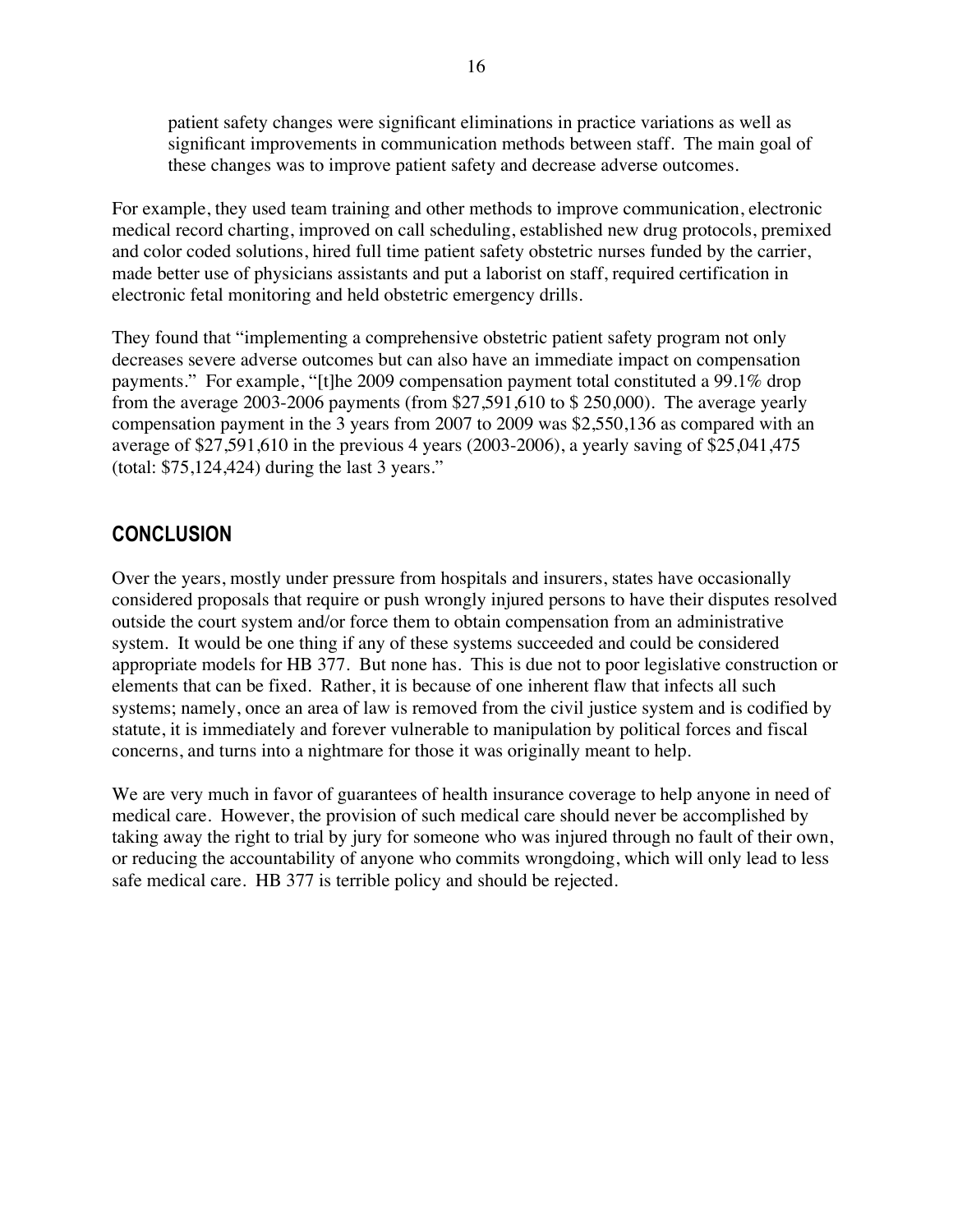> patient safety changes were significant eliminations in practice variations as well as significant improvements in communication methods between staff. The main goal of these changes was to improve patient safety and decrease adverse outcomes.

For example, they used team training and other methods to improve communication, electronic medical record charting, improved on call scheduling, established new drug protocols, premixed and color coded solutions, hired full time patient safety obstetric nurses funded by the carrier, made better use of physicians assistants and put a laborist on staff, required certification in electronic fetal monitoring and held obstetric emergency drills.

They found that "implementing a comprehensive obstetric patient safety program not only decreases severe adverse outcomes but can also have an immediate impact on compensation payments." For example, "[t]he 2009 compensation payment total constituted a 99.1% drop from the average 2003-2006 payments (from $27,591,610 to $ 250,000). The average yearly compensation payment in the 3 years from 2007 to 2009 was $2,550,136 as compared with an average of $27,591,610 in the previous 4 years (2003-2006), a yearly saving of $25,041,475 (total: $75,124,424) during the last 3 years."

## CONCLUSION

Over the years, mostly under pressure from hospitals and insurers, states have occasionally considered proposals that require or push wrongly injured persons to have their disputes resolved outside the court system and/or force them to obtain compensation from an administrative system. It would be one thing if any of these systems succeeded and could be considered appropriate models for HB 377. But none has. This is due not to poor legislative construction or elements that can be fixed. Rather, it is because of one inherent flaw that infects all such systems; namely, once an area of law is removed from the civil justice system and is codified by statute, it is immediately and forever vulnerable to manipulation by political forces and fiscal concerns, and turns into a nightmare for those it was originally meant to help.

We are very much in favor of guarantees of health insurance coverage to help anyone in need of medical care. However, the provision of such medical care should never be accomplished by taking away the right to trial by jury for someone who was injured through no fault of their own, or reducing the accountability of anyone who commits wrongdoing, which will only lead to less safe medical care. HB 377 is terrible policy and should be rejected.